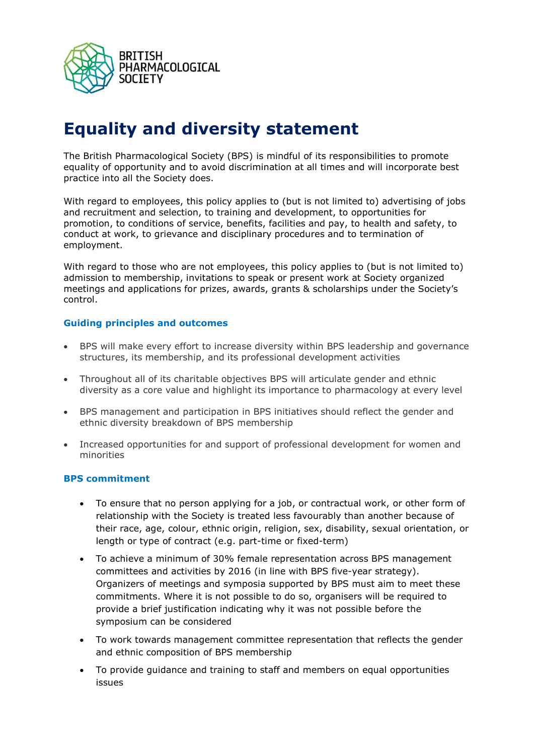BRITISH PHARMACOLOGICAL SOCIETY

# Equality and diversity statement

The British Pharmacological Society (BPS) is mindful of its responsibilities to promote equality of opportunity and to avoid discrimination at all times and will incorporate best practice into all the Society does.

With regard to employees, this policy applies to (but is not limited to) advertising of jobs and recruitment and selection, to training and development, to opportunities for promotion, to conditions of service, benefits, facilities and pay, to health and safety, to conduct at work, to grievance and disciplinary procedures and to termination of employment.

With regard to those who are not employees, this policy applies to (but is not limited to) admission to membership, invitations to speak or present work at Society organized meetings and applications for prizes, awards, grants & scholarships under the Society's control.

### Guiding principles and outcomes

- BPS will make every effort to increase diversity within BPS leadership and governance structures, its membership, and its professional development activities
- Throughout all of its charitable objectives BPS will articulate gender and ethnic diversity as a core value and highlight its importance to pharmacology at every level
- BPS management and participation in BPS initiatives should reflect the gender and ethnic diversity breakdown of BPS membership
- Increased opportunities for and support of professional development for women and minorities

### BPS commitment

- To ensure that no person applying for a job, or contractual work, or other form of relationship with the Society is treated less favourably than another because of their race, age, colour, ethnic origin, religion, sex, disability, sexual orientation, or length or type of contract (e.g. part-time or fixed-term)
- To achieve a minimum of 30% female representation across BPS management committees and activities by 2016 (in line with BPS five-year strategy). Organizers of meetings and symposia supported by BPS must aim to meet these commitments. Where it is not possible to do so, organisers will be required to provide a brief justification indicating why it was not possible before the symposium can be considered
- To work towards management committee representation that reflects the gender and ethnic composition of BPS membership
- To provide guidance and training to staff and members on equal opportunities issues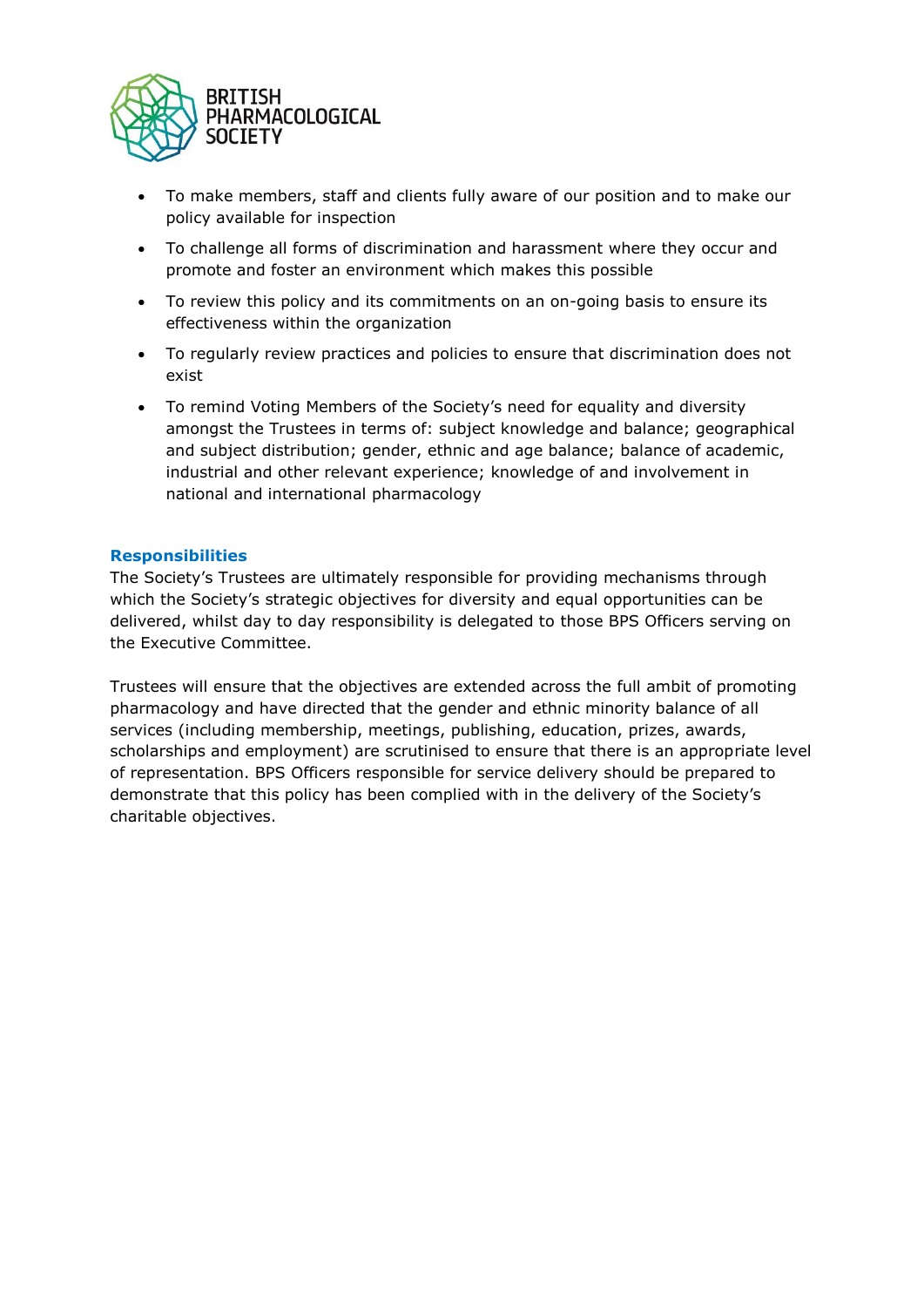- To make members, staff and clients fully aware of our position and to make our policy available for inspection
- To challenge all forms of discrimination and harassment where they occur and promote and foster an environment which makes this possible
- To review this policy and its commitments on an on-going basis to ensure its effectiveness within the organization
- To regularly review practices and policies to ensure that discrimination does not exist
- To remind Voting Members of the Society's need for equality and diversity amongst the Trustees in terms of: subject knowledge and balance; geographical and subject distribution; gender, ethnic and age balance; balance of academic, industrial and other relevant experience; knowledge of and involvement in national and international pharmacology

## Responsibilities

The Society's Trustees are ultimately responsible for providing mechanisms through which the Society's strategic objectives for diversity and equal opportunities can be delivered, whilst day to day responsibility is delegated to those BPS Officers serving on the Executive Committee.

Trustees will ensure that the objectives are extended across the full ambit of promoting pharmacology and have directed that the gender and ethnic minority balance of all services (including membership, meetings, publishing, education, prizes, awards, scholarships and employment) are scrutinised to ensure that there is an appropriate level of representation. BPS Officers responsible for service delivery should be prepared to demonstrate that this policy has been complied with in the delivery of the Society's charitable objectives.